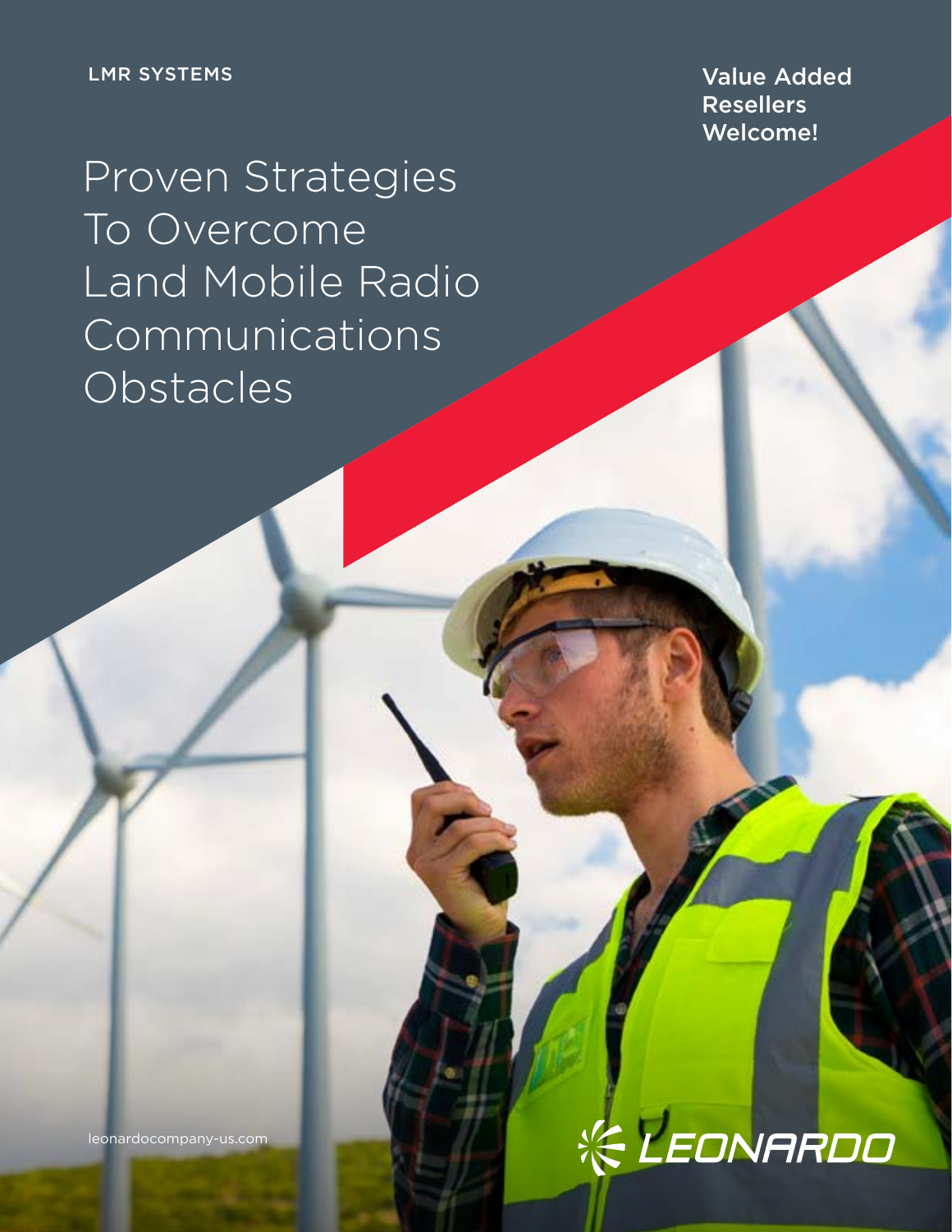LMR SYSTEMS

Value Added Resellers Welcome!

# Proven Strategies To Overcome Land Mobile Radio Communications Obstacles

leonardocompany-us.com

LEONARDO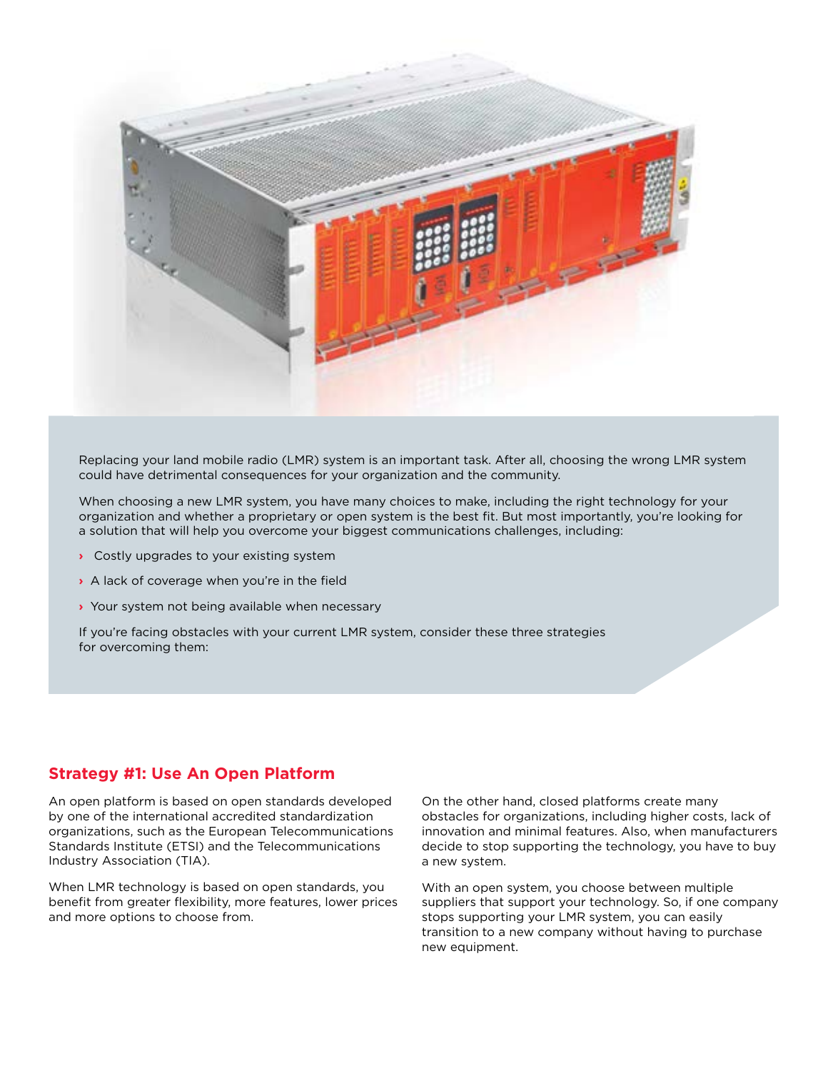Replacing your land mobile radio (LMR) system is an important task. After all, choosing the wrong LMR system could have detrimental consequences for your organization and the community.

When choosing a new LMR system, you have many choices to make, including the right technology for your organization and whether a proprietary or open system is the best fit. But most importantly, you're looking for a solution that will help you overcome your biggest communications challenges, including:

- Costly upgrades to your existing system
- A lack of coverage when you're in the field
- Your system not being available when necessary

If you're facing obstacles with your current LMR system, consider these three strategies for overcoming them:

## Strategy #1: Use An Open Platform

An open platform is based on open standards developed by one of the international accredited standardization organizations, such as the European Telecommunications Standards Institute (ETSI) and the Telecommunications Industry Association (TIA).

When LMR technology is based on open standards, you benefit from greater flexibility, more features, lower prices and more options to choose from.

On the other hand, closed platforms create many obstacles for organizations, including higher costs, lack of innovation and minimal features. Also, when manufacturers decide to stop supporting the technology, you have to buy a new system.

With an open system, you choose between multiple suppliers that support your technology. So, if one company stops supporting your LMR system, you can easily transition to a new company without having to purchase new equipment.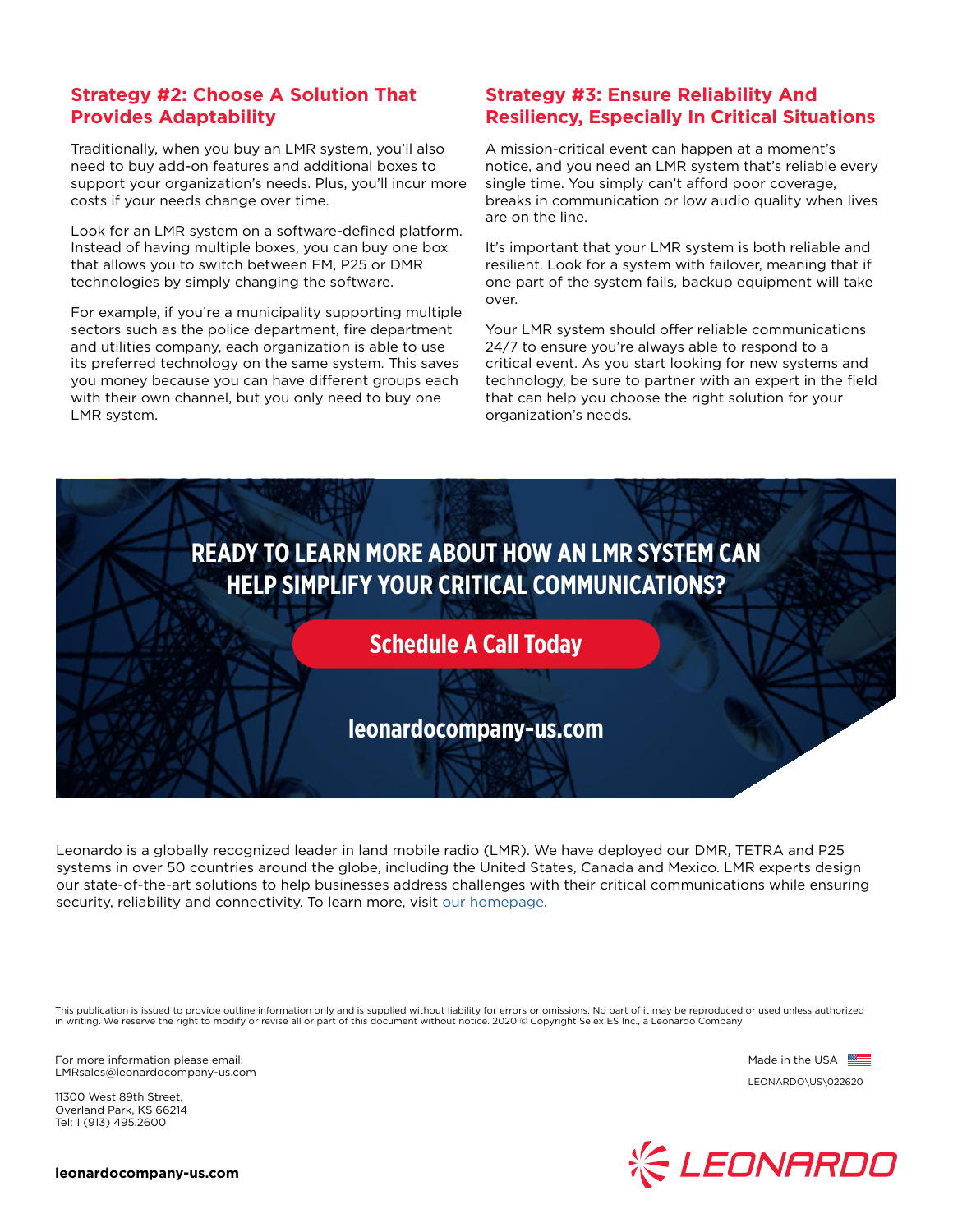## Strategy #2: Choose A Solution That Provides Adaptability

Traditionally, when you buy an LMR system, you'll also need to buy add-on features and additional boxes to support your organization's needs. Plus, you'll incur more costs if your needs change over time.

Look for an LMR system on a software-defined platform. Instead of having multiple boxes, you can buy one box that allows you to switch between FM, P25 or DMR technologies by simply changing the software.

For example, if you're a municipality supporting multiple sectors such as the police department, fire department and utilities company, each organization is able to use its preferred technology on the same system. This saves you money because you can have different groups each with their own channel, but you only need to buy one LMR system.

## Strategy #3: Ensure Reliability And Resiliency, Especially In Critical Situations

A mission-critical event can happen at a moment's notice, and you need an LMR system that's reliable every single time. You simply can't afford poor coverage, breaks in communication or low audio quality when lives are on the line.

It's important that your LMR system is both reliable and resilient. Look for a system with failover, meaning that if one part of the system fails, backup equipment will take over.

Your LMR system should offer reliable communications 24/7 to ensure you're always able to respond to a critical event. As you start looking for new systems and technology, be sure to partner with an expert in the field that can help you choose the right solution for your organization's needs.

**READY TO LEARN MORE ABOUT HOW AN LMR SYSTEM CAN HELP SIMPLIFY YOUR CRITICAL COMMUNICATIONS?**

**Schedule A Call Today**

**leonardocompany-us.com**

Leonardo is a globally recognized leader in land mobile radio (LMR). We have deployed our DMR, TETRA and P25 systems in over 50 countries around the globe, including the United States, Canada and Mexico. LMR experts design our state-of-the-art solutions to help businesses address challenges with their critical communications while ensuring security, reliability and connectivity. To learn more, visit our homepage.

This publication is issued to provide outline information only and is supplied without liability for errors or omissions. No part of it may be reproduced or used unless authorized in writing. We reserve the right to modify or revise all or part of this document without notice. 2020 © Copyright Selex ES Inc., a Leonardo Company

For more information please email:
LMRsales@leonardocompany-us.com

11300 West 89th Street,
Overland Park, KS 66214
Tel: 1 (913) 495.2600

Made in the USA

LEONARDO\US\022620

**leonardocompany-us.com**

LEONARDO